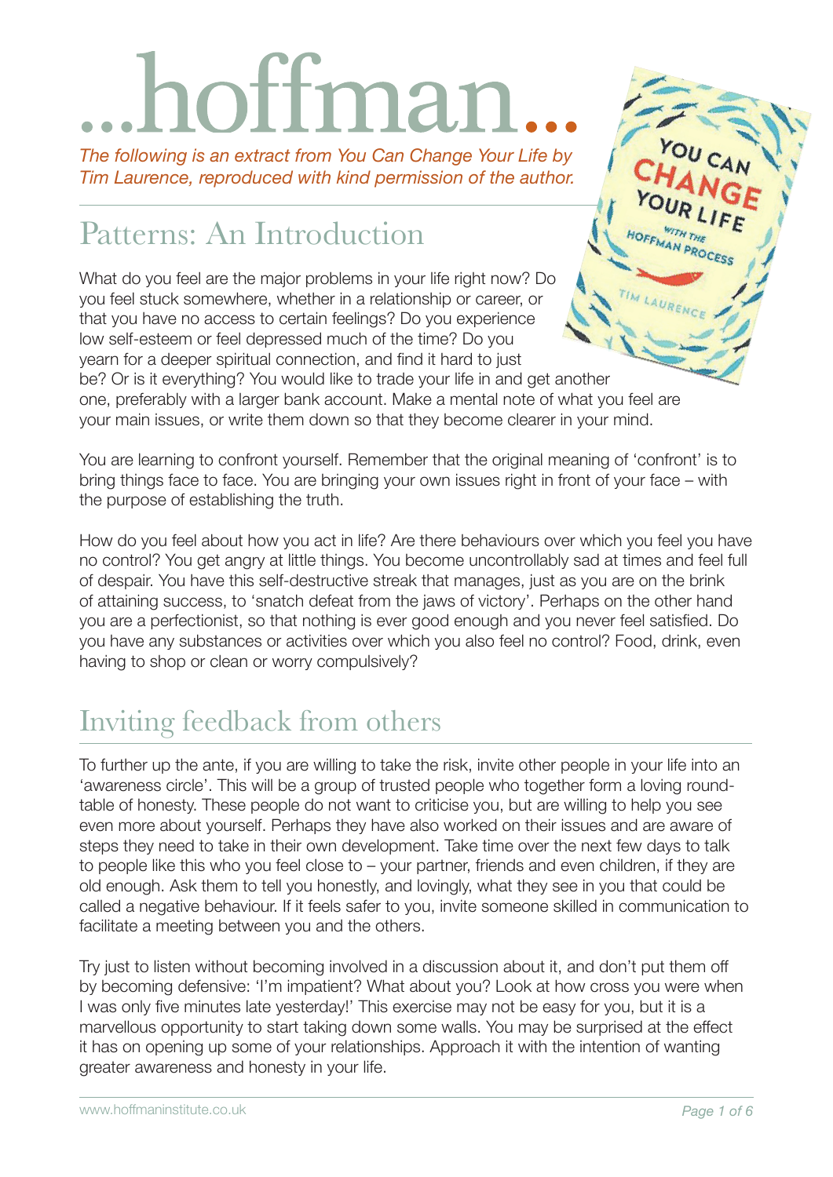# ...hoffman...

*The following is an extract from You Can Change Your Life by Tim Laurence, reproduced with kind permission of the author.*

## Patterns: An Introduction

What do you feel are the major problems in your life right now? Do you feel stuck somewhere, whether in a relationship or career, or that you have no access to certain feelings? Do you experience low self-esteem or feel depressed much of the time? Do you yearn for a deeper spiritual connection, and find it hard to just be? Or is it everything? You would like to trade your life in and get another one, preferably with a larger bank account. Make a mental note of what you feel are your main issues, or write them down so that they become clearer in your mind.

You are learning to confront yourself. Remember that the original meaning of 'confront' is to bring things face to face. You are bringing your own issues right in front of your face – with the purpose of establishing the truth.

How do you feel about how you act in life? Are there behaviours over which you feel you have no control? You get angry at little things. You become uncontrollably sad at times and feel full of despair. You have this self-destructive streak that manages, just as you are on the brink of attaining success, to 'snatch defeat from the jaws of victory'. Perhaps on the other hand you are a perfectionist, so that nothing is ever good enough and you never feel satisfied. Do you have any substances or activities over which you also feel no control? Food, drink, even having to shop or clean or worry compulsively?

## Inviting feedback from others

To further up the ante, if you are willing to take the risk, invite other people in your life into an 'awareness circle'. This will be a group of trusted people who together form a loving round-table of honesty. These people do not want to criticise you, but are willing to help you see even more about yourself. Perhaps they have also worked on their issues and are aware of steps they need to take in their own development. Take time over the next few days to talk to people like this who you feel close to – your partner, friends and even children, if they are old enough. Ask them to tell you honestly, and lovingly, what they see in you that could be called a negative behaviour. If it feels safer to you, invite someone skilled in communication to facilitate a meeting between you and the others.

Try just to listen without becoming involved in a discussion about it, and don't put them off by becoming defensive: 'I'm impatient? What about you? Look at how cross you were when I was only five minutes late yesterday!' This exercise may not be easy for you, but it is a marvellous opportunity to start taking down some walls. You may be surprised at the effect it has on opening up some of your relationships. Approach it with the intention of wanting greater awareness and honesty in your life.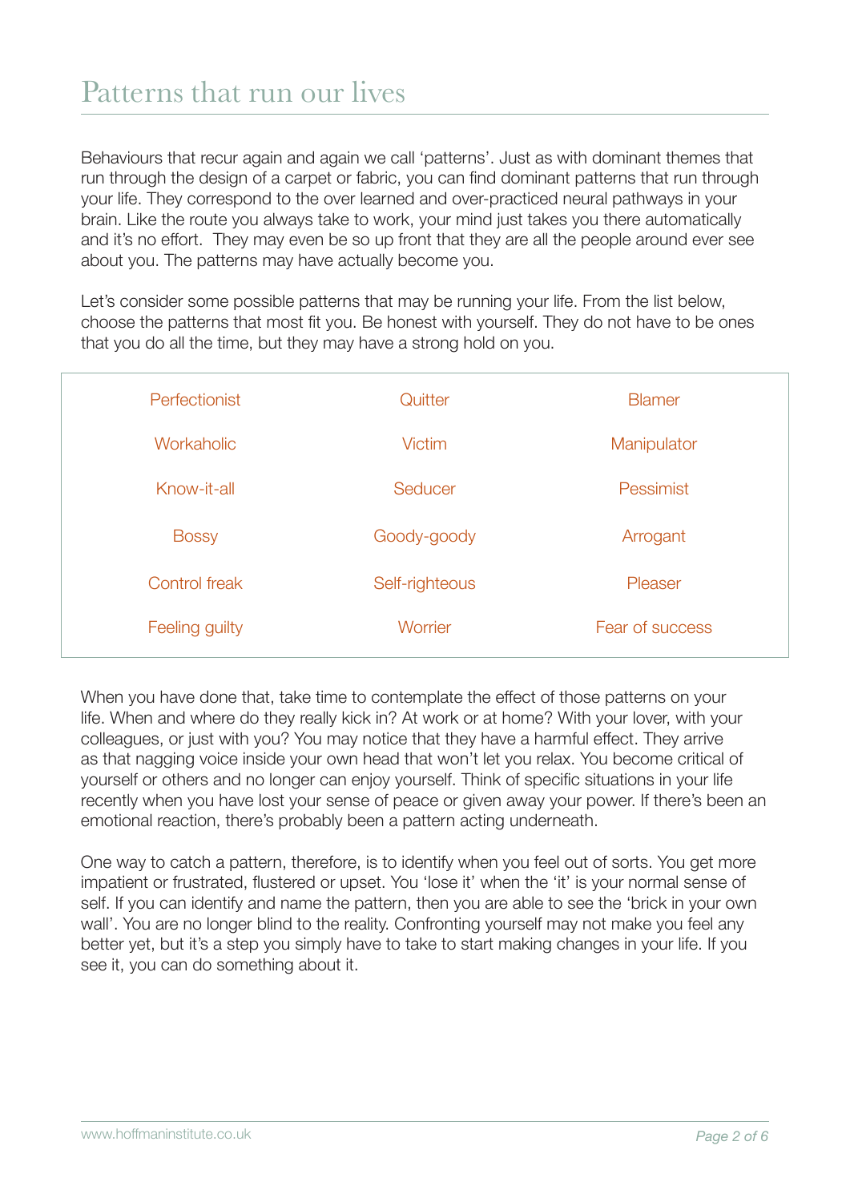# Patterns that run our lives

Behaviours that recur again and again we call 'patterns'. Just as with dominant themes that run through the design of a carpet or fabric, you can find dominant patterns that run through your life. They correspond to the over learned and over-practiced neural pathways in your brain. Like the route you always take to work, your mind just takes you there automatically and it's no effort. They may even be so up front that they are all the people around ever see about you. The patterns may have actually become you.

Let's consider some possible patterns that may be running your life. From the list below, choose the patterns that most fit you. Be honest with yourself. They do not have to be ones that you do all the time, but they may have a strong hold on you.

| | | |
|---|---|---|
| Perfectionist | Quitter | Blamer |
| Workaholic | Victim | Manipulator |
| Know-it-all | Seducer | Pessimist |
| Bossy | Goody-goody | Arrogant |
| Control freak | Self-righteous | Pleaser |
| Feeling guilty | Worrier | Fear of success |

When you have done that, take time to contemplate the effect of those patterns on your life. When and where do they really kick in? At work or at home? With your lover, with your colleagues, or just with you? You may notice that they have a harmful effect. They arrive as that nagging voice inside your own head that won't let you relax. You become critical of yourself or others and no longer can enjoy yourself. Think of specific situations in your life recently when you have lost your sense of peace or given away your power. If there's been an emotional reaction, there's probably been a pattern acting underneath.

One way to catch a pattern, therefore, is to identify when you feel out of sorts. You get more impatient or frustrated, flustered or upset. You 'lose it' when the 'it' is your normal sense of self. If you can identify and name the pattern, then you are able to see the 'brick in your own wall'. You are no longer blind to the reality. Confronting yourself may not make you feel any better yet, but it's a step you simply have to take to start making changes in your life. If you see it, you can do something about it.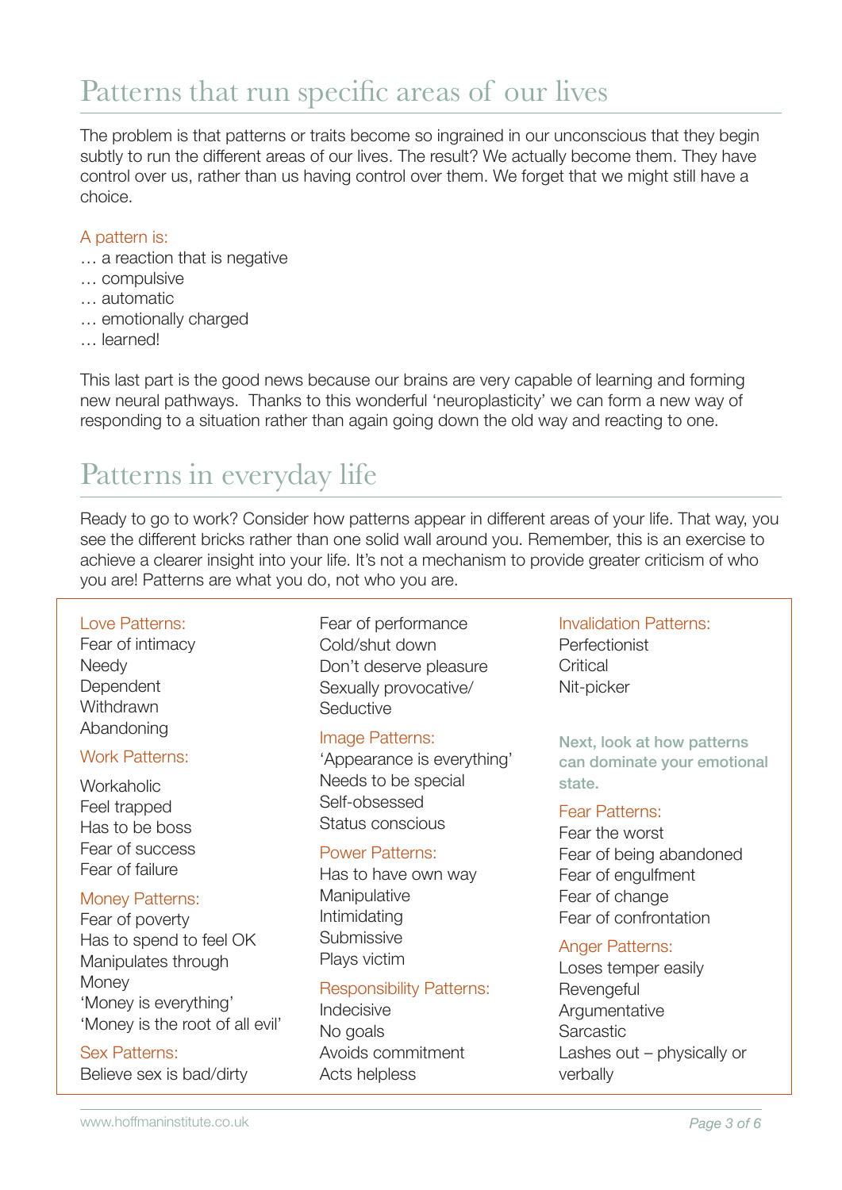## Patterns that run specific areas of our lives

The problem is that patterns or traits become so ingrained in our unconscious that they begin subtly to run the different areas of our lives. The result? We actually become them. They have control over us, rather than us having control over them. We forget that we might still have a choice.

A pattern is:

… a reaction that is negative
… compulsive
… automatic
… emotionally charged
… learned!

This last part is the good news because our brains are very capable of learning and forming new neural pathways. Thanks to this wonderful 'neuroplasticity' we can form a new way of responding to a situation rather than again going down the old way and reacting to one.

## Patterns in everyday life

Ready to go to work? Consider how patterns appear in different areas of your life. That way, you see the different bricks rather than one solid wall around you. Remember, this is an exercise to achieve a clearer insight into your life. It's not a mechanism to provide greater criticism of who you are! Patterns are what you do, not who you are.

Love Patterns:
Fear of intimacy
Needy
Dependent
Withdrawn
Abandoning

Work Patterns:
Workaholic
Feel trapped
Has to be boss
Fear of success
Fear of failure

Money Patterns:
Fear of poverty
Has to spend to feel OK
Manipulates through Money
'Money is everything'
'Money is the root of all evil'

Sex Patterns:
Believe sex is bad/dirty
Fear of performance
Cold/shut down
Don't deserve pleasure
Sexually provocative/Seductive

Image Patterns:
'Appearance is everything'
Needs to be special
Self-obsessed
Status conscious

Power Patterns:
Has to have own way
Manipulative
Intimidating
Submissive
Plays victim

Responsibility Patterns:
Indecisive
No goals
Avoids commitment
Acts helpless

Invalidation Patterns:
Perfectionist
Critical
Nit-picker

**Next, look at how patterns can dominate your emotional state.**

Fear Patterns:
Fear the worst
Fear of being abandoned
Fear of engulfment
Fear of change
Fear of confrontation

Anger Patterns:
Loses temper easily
Revengeful
Argumentative
Sarcastic
Lashes out – physically or verbally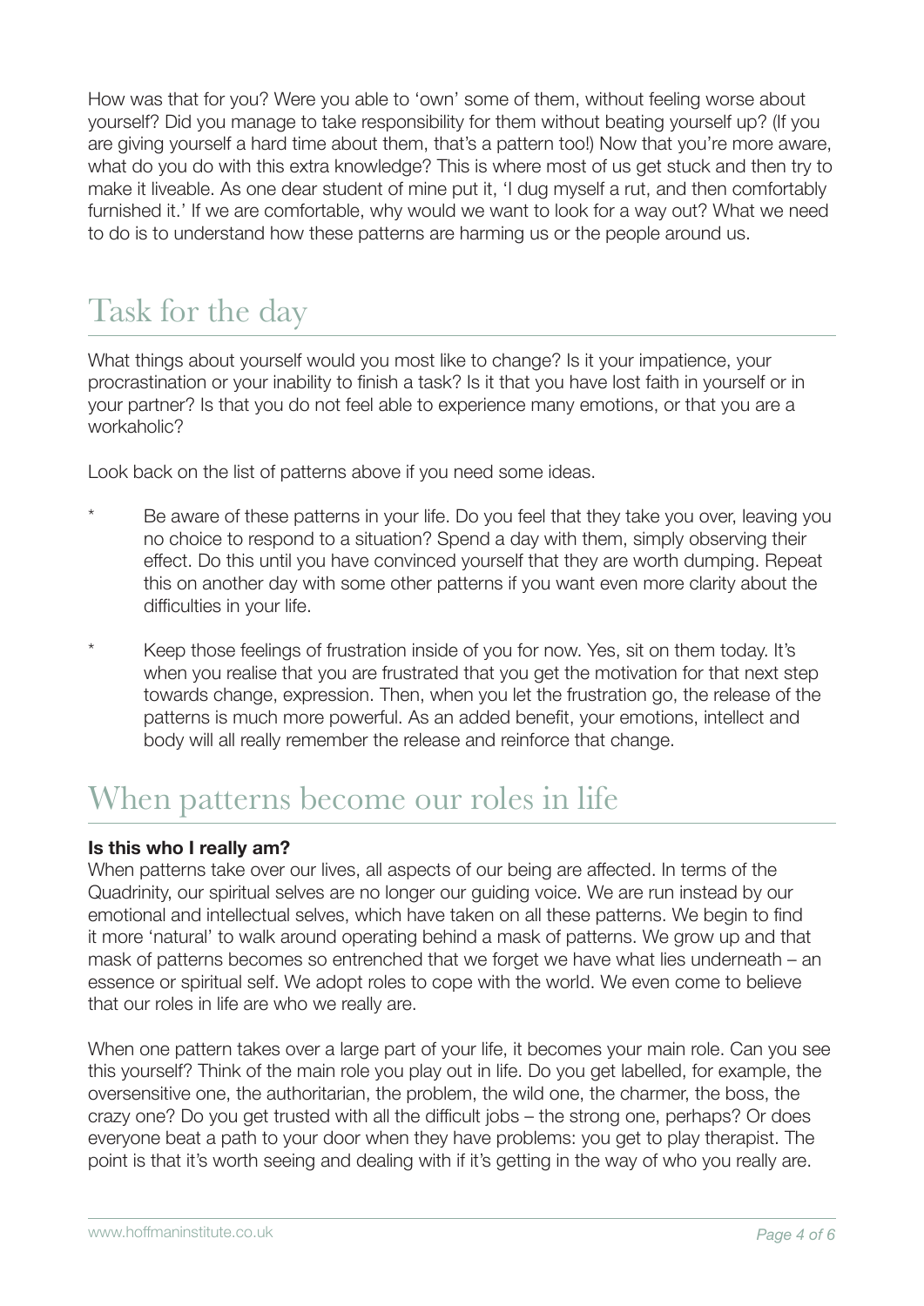How was that for you? Were you able to 'own' some of them, without feeling worse about yourself? Did you manage to take responsibility for them without beating yourself up? (If you are giving yourself a hard time about them, that's a pattern too!) Now that you're more aware, what do you do with this extra knowledge? This is where most of us get stuck and then try to make it liveable. As one dear student of mine put it, 'I dug myself a rut, and then comfortably furnished it.' If we are comfortable, why would we want to look for a way out? What we need to do is to understand how these patterns are harming us or the people around us.

## Task for the day

What things about yourself would you most like to change? Is it your impatience, your procrastination or your inability to finish a task? Is it that you have lost faith in yourself or in your partner? Is that you do not feel able to experience many emotions, or that you are a workaholic?

Look back on the list of patterns above if you need some ideas.

- Be aware of these patterns in your life. Do you feel that they take you over, leaving you no choice to respond to a situation? Spend a day with them, simply observing their effect. Do this until you have convinced yourself that they are worth dumping. Repeat this on another day with some other patterns if you want even more clarity about the difficulties in your life.
- Keep those feelings of frustration inside of you for now. Yes, sit on them today. It's when you realise that you are frustrated that you get the motivation for that next step towards change, expression. Then, when you let the frustration go, the release of the patterns is much more powerful. As an added benefit, your emotions, intellect and body will all really remember the release and reinforce that change.

## When patterns become our roles in life

**Is this who I really am?**

When patterns take over our lives, all aspects of our being are affected. In terms of the Quadrinity, our spiritual selves are no longer our guiding voice. We are run instead by our emotional and intellectual selves, which have taken on all these patterns. We begin to find it more 'natural' to walk around operating behind a mask of patterns. We grow up and that mask of patterns becomes so entrenched that we forget we have what lies underneath – an essence or spiritual self. We adopt roles to cope with the world. We even come to believe that our roles in life are who we really are.

When one pattern takes over a large part of your life, it becomes your main role. Can you see this yourself? Think of the main role you play out in life. Do you get labelled, for example, the oversensitive one, the authoritarian, the problem, the wild one, the charmer, the boss, the crazy one? Do you get trusted with all the difficult jobs – the strong one, perhaps? Or does everyone beat a path to your door when they have problems: you get to play therapist. The point is that it's worth seeing and dealing with if it's getting in the way of who you really are.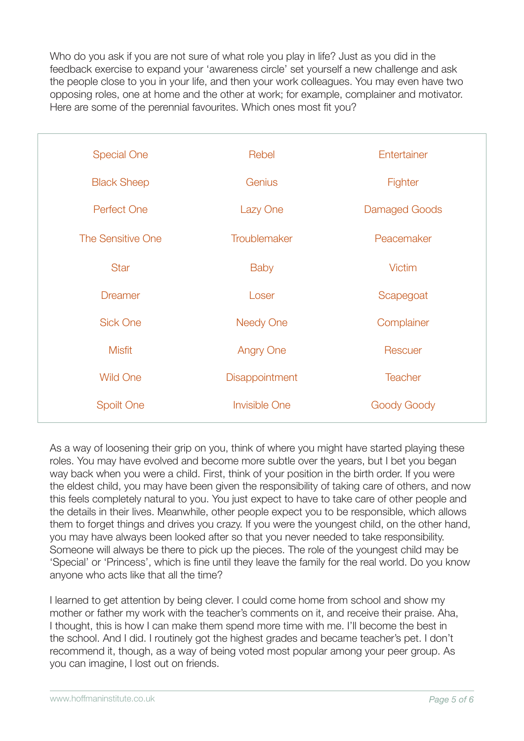Who do you ask if you are not sure of what role you play in life? Just as you did in the feedback exercise to expand your 'awareness circle' set yourself a new challenge and ask the people close to you in your life, and then your work colleagues. You may even have two opposing roles, one at home and the other at work; for example, complainer and motivator. Here are some of the perennial favourites. Which ones most fit you?

| | | |
|---|---|---|
| Special One | Rebel | Entertainer |
| Black Sheep | Genius | Fighter |
| Perfect One | Lazy One | Damaged Goods |
| The Sensitive One | Troublemaker | Peacemaker |
| Star | Baby | Victim |
| Dreamer | Loser | Scapegoat |
| Sick One | Needy One | Complainer |
| Misfit | Angry One | Rescuer |
| Wild One | Disappointment | Teacher |
| Spoilt One | Invisible One | Goody Goody |

As a way of loosening their grip on you, think of where you might have started playing these roles. You may have evolved and become more subtle over the years, but I bet you began way back when you were a child. First, think of your position in the birth order. If you were the eldest child, you may have been given the responsibility of taking care of others, and now this feels completely natural to you. You just expect to have to take care of other people and the details in their lives. Meanwhile, other people expect you to be responsible, which allows them to forget things and drives you crazy. If you were the youngest child, on the other hand, you may have always been looked after so that you never needed to take responsibility. Someone will always be there to pick up the pieces. The role of the youngest child may be 'Special' or 'Princess', which is fine until they leave the family for the real world. Do you know anyone who acts like that all the time?

I learned to get attention by being clever. I could come home from school and show my mother or father my work with the teacher's comments on it, and receive their praise. Aha, I thought, this is how I can make them spend more time with me. I'll become the best in the school. And I did. I routinely got the highest grades and became teacher's pet. I don't recommend it, though, as a way of being voted most popular among your peer group. As you can imagine, I lost out on friends.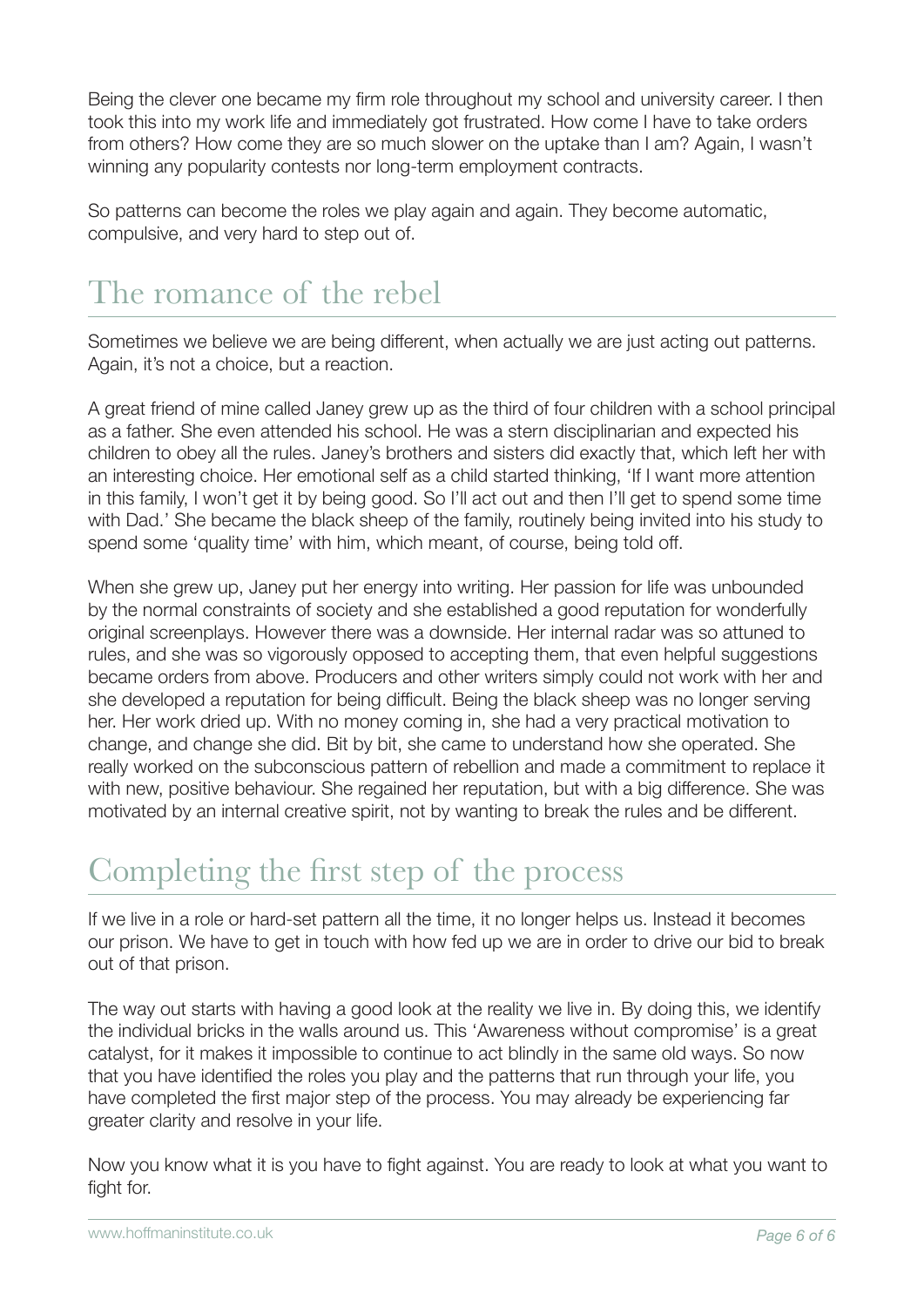Being the clever one became my firm role throughout my school and university career. I then took this into my work life and immediately got frustrated. How come I have to take orders from others? How come they are so much slower on the uptake than I am? Again, I wasn't winning any popularity contests nor long-term employment contracts.

So patterns can become the roles we play again and again. They become automatic, compulsive, and very hard to step out of.

## The romance of the rebel

Sometimes we believe we are being different, when actually we are just acting out patterns. Again, it's not a choice, but a reaction.

A great friend of mine called Janey grew up as the third of four children with a school principal as a father. She even attended his school. He was a stern disciplinarian and expected his children to obey all the rules. Janey's brothers and sisters did exactly that, which left her with an interesting choice. Her emotional self as a child started thinking, 'If I want more attention in this family, I won't get it by being good. So I'll act out and then I'll get to spend some time with Dad.' She became the black sheep of the family, routinely being invited into his study to spend some 'quality time' with him, which meant, of course, being told off.

When she grew up, Janey put her energy into writing. Her passion for life was unbounded by the normal constraints of society and she established a good reputation for wonderfully original screenplays. However there was a downside. Her internal radar was so attuned to rules, and she was so vigorously opposed to accepting them, that even helpful suggestions became orders from above. Producers and other writers simply could not work with her and she developed a reputation for being difficult. Being the black sheep was no longer serving her. Her work dried up. With no money coming in, she had a very practical motivation to change, and change she did. Bit by bit, she came to understand how she operated. She really worked on the subconscious pattern of rebellion and made a commitment to replace it with new, positive behaviour. She regained her reputation, but with a big difference. She was motivated by an internal creative spirit, not by wanting to break the rules and be different.

## Completing the first step of the process

If we live in a role or hard-set pattern all the time, it no longer helps us. Instead it becomes our prison. We have to get in touch with how fed up we are in order to drive our bid to break out of that prison.

The way out starts with having a good look at the reality we live in. By doing this, we identify the individual bricks in the walls around us. This 'Awareness without compromise' is a great catalyst, for it makes it impossible to continue to act blindly in the same old ways. So now that you have identified the roles you play and the patterns that run through your life, you have completed the first major step of the process. You may already be experiencing far greater clarity and resolve in your life.

Now you know what it is you have to fight against. You are ready to look at what you want to fight for.

www.hoffmaninstitute.co.uk